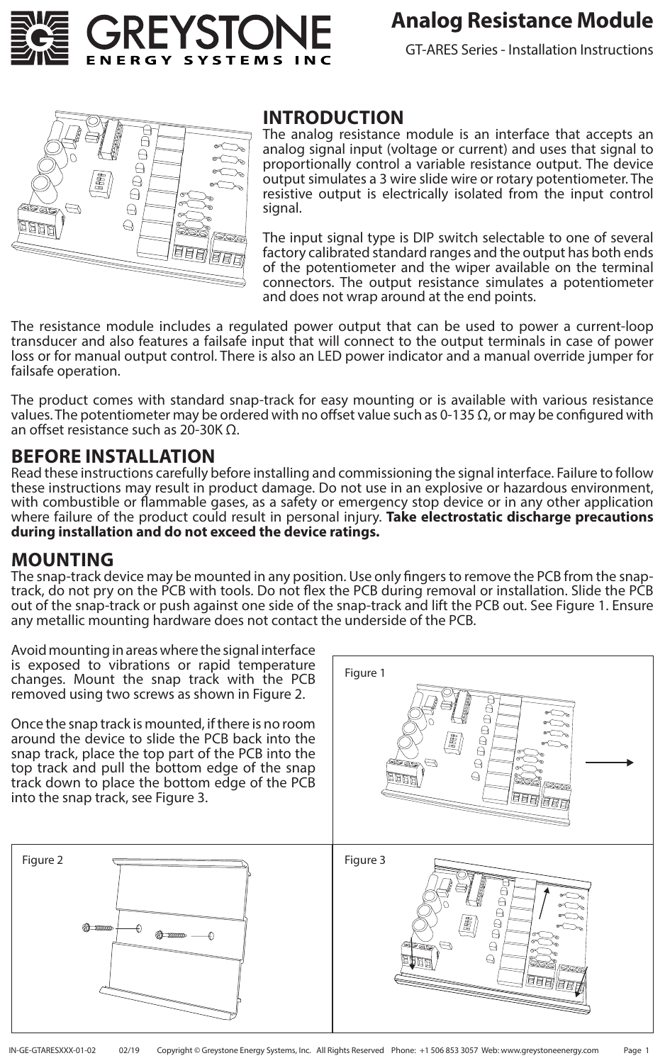# Analog Resistance Module

GT-ARES Series - Installation Instructions

## INTRODUCTION

The analog resistance module is an interface that accepts an analog signal input (voltage or current) and uses that signal to proportionally control a variable resistance output. The device output simulates a 3 wire slide wire or rotary potentiometer. The resistive output is electrically isolated from the input control signal.

The input signal type is DIP switch selectable to one of several factory calibrated standard ranges and the output has both ends of the potentiometer and the wiper available on the terminal connectors. The output resistance simulates a potentiometer and does not wrap around at the end points.

The resistance module includes a regulated power output that can be used to power a current-loop transducer and also features a failsafe input that will connect to the output terminals in case of power loss or for manual output control. There is also an LED power indicator and a manual override jumper for failsafe operation.

The product comes with standard snap-track for easy mounting or is available with various resistance values. The potentiometer may be ordered with no offset value such as 0-135 Ω, or may be configured with an offset resistance such as 20-30K Ω.

## BEFORE INSTALLATION

Read these instructions carefully before installing and commissioning the signal interface. Failure to follow these instructions may result in product damage. Do not use in an explosive or hazardous environment, with combustible or flammable gases, as a safety or emergency stop device or in any other application where failure of the product could result in personal injury. **Take electrostatic discharge precautions during installation and do not exceed the device ratings.**

## MOUNTING

The snap-track device may be mounted in any position. Use only fingers to remove the PCB from the snap-track, do not pry on the PCB with tools. Do not flex the PCB during removal or installation. Slide the PCB out of the snap-track or push against one side of the snap-track and lift the PCB out. See Figure 1. Ensure any metallic mounting hardware does not contact the underside of the PCB.

Avoid mounting in areas where the signal interface is exposed to vibrations or rapid temperature changes. Mount the snap track with the PCB removed using two screws as shown in Figure 2.

Once the snap track is mounted, if there is no room around the device to slide the PCB back into the snap track, place the top part of the PCB into the top track and pull the bottom edge of the snap track down to place the bottom edge of the PCB into the snap track, see Figure 3.

Figure 1

Figure 2

Figure 3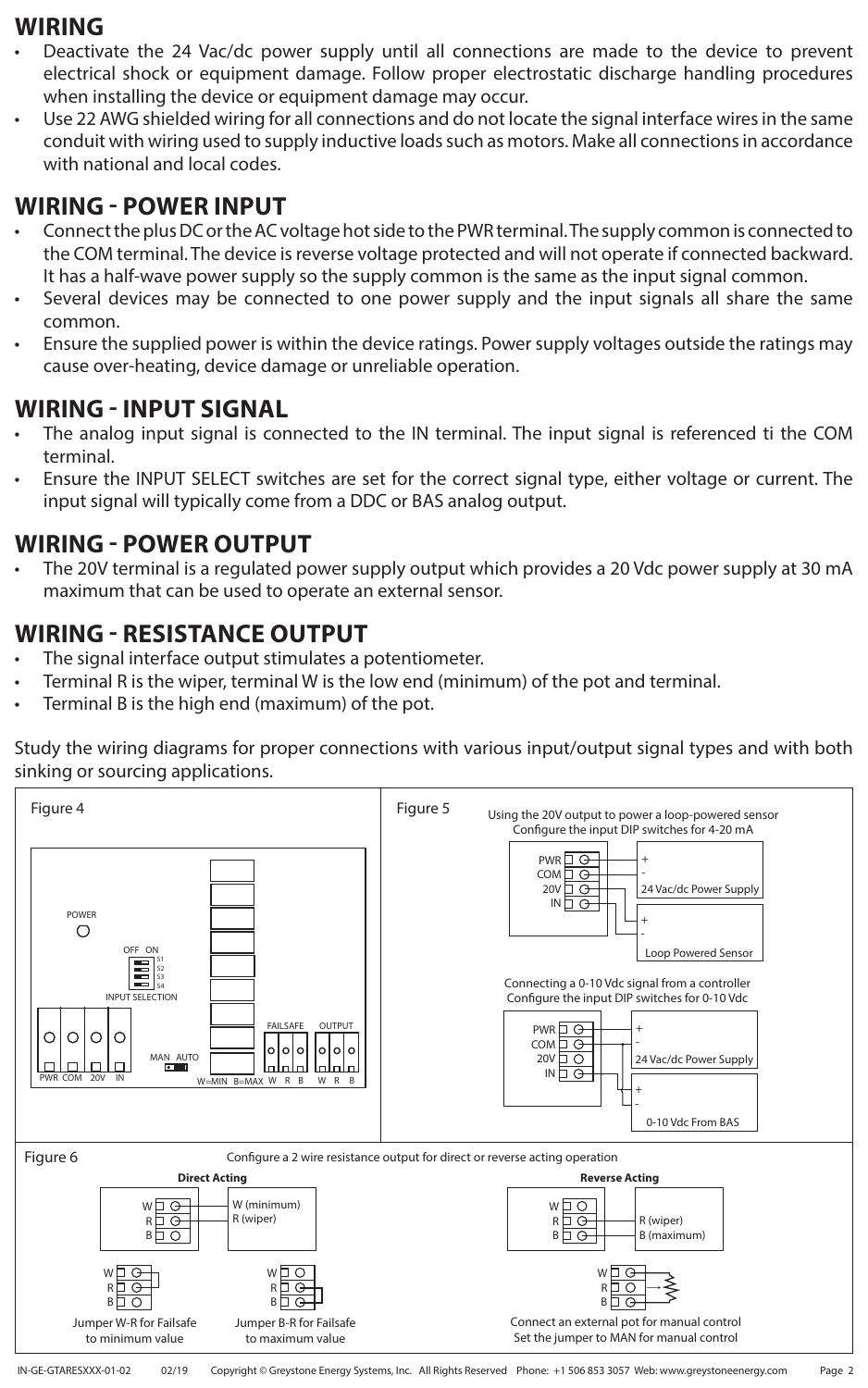## WIRING

- Deactivate the 24 Vac/dc power supply until all connections are made to the device to prevent electrical shock or equipment damage. Follow proper electrostatic discharge handling procedures when installing the device or equipment damage may occur.
- Use 22 AWG shielded wiring for all connections and do not locate the signal interface wires in the same conduit with wiring used to supply inductive loads such as motors. Make all connections in accordance with national and local codes.

## WIRING - POWER INPUT

- Connect the plus DC or the AC voltage hot side to the PWR terminal. The supply common is connected to the COM terminal. The device is reverse voltage protected and will not operate if connected backward. It has a half-wave power supply so the supply common is the same as the input signal common.
- Several devices may be connected to one power supply and the input signals all share the same common.
- Ensure the supplied power is within the device ratings. Power supply voltages outside the ratings may cause over-heating, device damage or unreliable operation.

## WIRING - INPUT SIGNAL

- The analog input signal is connected to the IN terminal. The input signal is referenced ti the COM terminal.
- Ensure the INPUT SELECT switches are set for the correct signal type, either voltage or current. The input signal will typically come from a DDC or BAS analog output.

## WIRING - POWER OUTPUT

- The 20V terminal is a regulated power supply output which provides a 20 Vdc power supply at 30 mA maximum that can be used to operate an external sensor.

## WIRING - RESISTANCE OUTPUT

- The signal interface output stimulates a potentiometer.
- Terminal R is the wiper, terminal W is the low end (minimum) of the pot and terminal.
- Terminal B is the high end (maximum) of the pot.

Study the wiring diagrams for proper connections with various input/output signal types and with both sinking or sourcing applications.

Figure 4

POWER

OFF ON

S1 S2 S3 S4

INPUT SELECTION

PWR COM 20V IN

MAN AUTO

W=MIN B=MAX

FAILSAFE W R B

OUTPUT W R B

Figure 5

Using the 20V output to power a loop-powered sensor
Configure the input DIP switches for 4-20 mA

PWR COM 20V IN — 24 Vac/dc Power Supply (+ -) — Loop Powered Sensor (+ -)

Connecting a 0-10 Vdc signal from a controller
Configure the input DIP switches for 0-10 Vdc

PWR COM 20V IN — 24 Vac/dc Power Supply (+ -) — 0-10 Vdc From BAS (+ -)

Figure 6

Configure a 2 wire resistance output for direct or reverse acting operation

**Direct Acting**

W R B — W (minimum), R (wiper)

Jumper W-R for Failsafe to minimum value

Jumper B-R for Failsafe to maximum value

**Reverse Acting**

W R B — R (wiper), B (maximum)

Connect an external pot for manual control
Set the jumper to MAN for manual control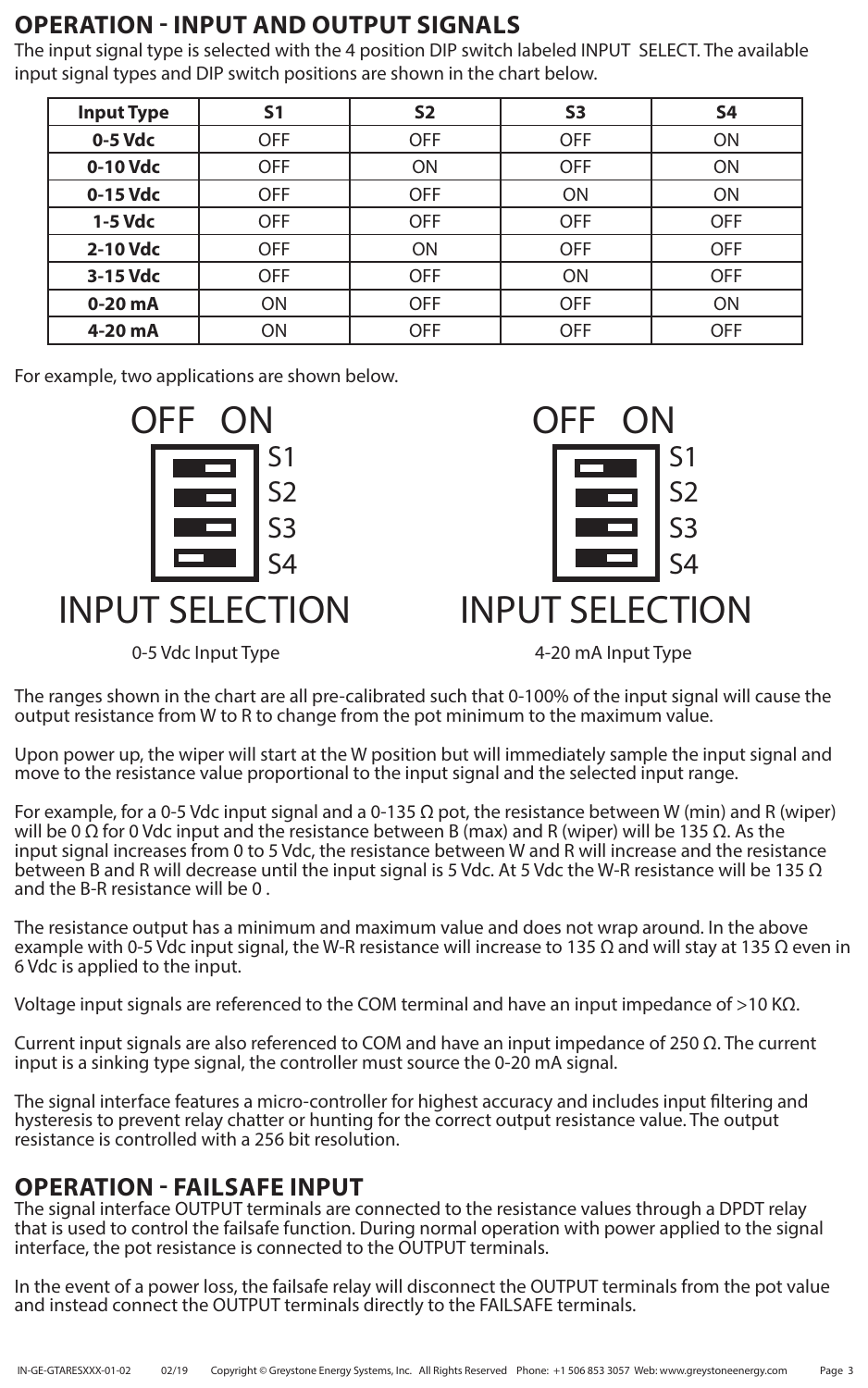## OPERATION - INPUT AND OUTPUT SIGNALS

The input signal type is selected with the 4 position DIP switch labeled INPUT SELECT. The available input signal types and DIP switch positions are shown in the chart below.

| Input Type | S1 | S2 | S3 | S4 |
|---|---|---|---|---|
| **0-5 Vdc** | OFF | OFF | OFF | ON |
| **0-10 Vdc** | OFF | ON | OFF | ON |
| **0-15 Vdc** | OFF | OFF | ON | ON |
| **1-5 Vdc** | OFF | OFF | OFF | OFF |
| **2-10 Vdc** | OFF | ON | OFF | OFF |
| **3-15 Vdc** | OFF | OFF | ON | OFF |
| **0-20 mA** | ON | OFF | OFF | ON |
| **4-20 mA** | ON | OFF | OFF | OFF |

For example, two applications are shown below.

OFF ON
S1
S2
S3
S4
INPUT SELECTION

0-5 Vdc Input Type

OFF ON
S1
S2
S3
S4
INPUT SELECTION

4-20 mA Input Type

The ranges shown in the chart are all pre-calibrated such that 0-100% of the input signal will cause the output resistance from W to R to change from the pot minimum to the maximum value.

Upon power up, the wiper will start at the W position but will immediately sample the input signal and move to the resistance value proportional to the input signal and the selected input range.

For example, for a 0-5 Vdc input signal and a 0-135 Ω pot, the resistance between W (min) and R (wiper) will be 0 Ω for 0 Vdc input and the resistance between B (max) and R (wiper) will be 135 Ω. As the input signal increases from 0 to 5 Vdc, the resistance between W and R will increase and the resistance between B and R will decrease until the input signal is 5 Vdc. At 5 Vdc the W-R resistance will be 135 Ω and the B-R resistance will be 0 .

The resistance output has a minimum and maximum value and does not wrap around. In the above example with 0-5 Vdc input signal, the W-R resistance will increase to 135 Ω and will stay at 135 Ω even in 6 Vdc is applied to the input.

Voltage input signals are referenced to the COM terminal and have an input impedance of >10 KΩ.

Current input signals are also referenced to COM and have an input impedance of 250 Ω. The current input is a sinking type signal, the controller must source the 0-20 mA signal.

The signal interface features a micro-controller for highest accuracy and includes input filtering and hysteresis to prevent relay chatter or hunting for the correct output resistance value. The output resistance is controlled with a 256 bit resolution.

## OPERATION - FAILSAFE INPUT

The signal interface OUTPUT terminals are connected to the resistance values through a DPDT relay that is used to control the failsafe function. During normal operation with power applied to the signal interface, the pot resistance is connected to the OUTPUT terminals.

In the event of a power loss, the failsafe relay will disconnect the OUTPUT terminals from the pot value and instead connect the OUTPUT terminals directly to the FAILSAFE terminals.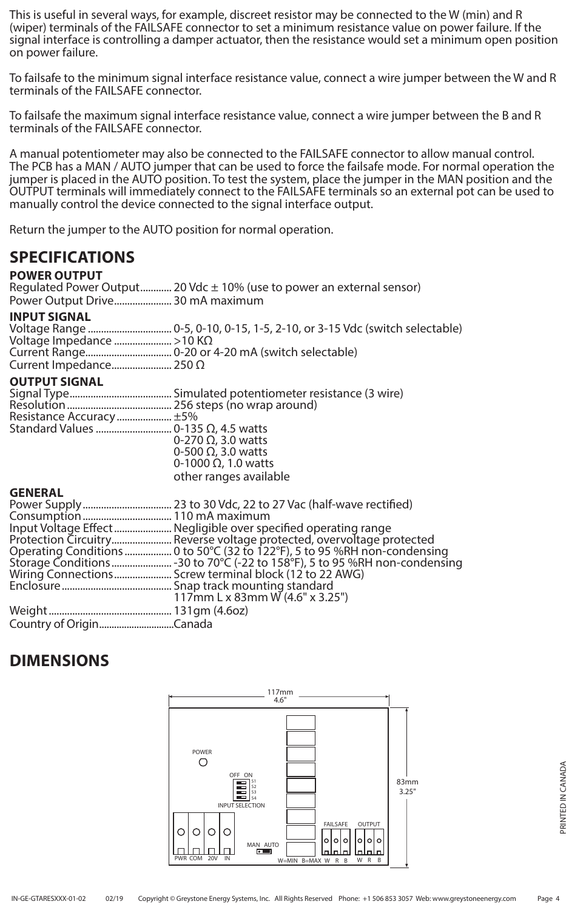This is useful in several ways, for example, discreet resistor may be connected to the W (min) and R (wiper) terminals of the FAILSAFE connector to set a minimum resistance value on power failure. If the signal interface is controlling a damper actuator, then the resistance would set a minimum open position on power failure.

To failsafe to the minimum signal interface resistance value, connect a wire jumper between the W and R terminals of the FAILSAFE connector.

To failsafe the maximum signal interface resistance value, connect a wire jumper between the B and R terminals of the FAILSAFE connector.

A manual potentiometer may also be connected to the FAILSAFE connector to allow manual control. The PCB has a MAN / AUTO jumper that can be used to force the failsafe mode. For normal operation the jumper is placed in the AUTO position. To test the system, place the jumper in the MAN position and the OUTPUT terminals will immediately connect to the FAILSAFE terminals so an external pot can be used to manually control the device connected to the signal interface output.

Return the jumper to the AUTO position for normal operation.

## SPECIFICATIONS

### POWER OUTPUT

Regulated Power Output............ 20 Vdc ± 10% (use to power an external sensor)
Power Output Drive...................... 30 mA maximum

### INPUT SIGNAL

Voltage Range ................................ 0-5, 0-10, 0-15, 1-5, 2-10, or 3-15 Vdc (switch selectable)
Voltage Impedance ...................... >10 KΩ
Current Range................................ 0-20 or 4-20 mA (switch selectable)
Current Impedance....................... 250 Ω

### OUTPUT SIGNAL

Signal Type....................................... Simulated potentiometer resistance (3 wire)
Resolution ........................................ 256 steps (no wrap around)
Resistance Accuracy ..................... ±5%
Standard Values ............................. 0-135 Ω, 4.5 watts
0-270 Ω, 3.0 watts
0-500 Ω, 3.0 watts
0-1000 Ω, 1.0 watts
other ranges available

### GENERAL

Power Supply .................................. 23 to 30 Vdc, 22 to 27 Vac (half-wave rectified)
Consumption .................................. 110 mA maximum
Input Voltage Effect ...................... Negligible over specified operating range
Protection Circuitry....................... Reverse voltage protected, overvoltage protected
Operating Conditions .................. 0 to 50°C (32 to 122°F), 5 to 95 %RH non-condensing
Storage Conditions........................ -30 to 70°C (-22 to 158°F), 5 to 95 %RH non-condensing
Wiring Connections...................... Screw terminal block (12 to 22 AWG)
Enclosure.......................................... Snap track mounting standard
117mm L x 83mm W (4.6" x 3.25")
Weight ............................................... 131gm (4.6oz)
Country of Origin.............................Canada

## DIMENSIONS

117mm
4.6"
83mm
3.25"
POWER
OFF ON
S1
S2
S3
S4
INPUT SELECTION
PWR COM 20V IN
MAN AUTO
W=MIN B=MAX
FAILSAFE
W R B
OUTPUT
W R B

PRINTED IN CANADA

IN-GE-GTARESXXX-01-02 02/19 Copyright © Greystone Energy Systems, Inc. All Rights Reserved Phone: +1 506 853 3057 Web: www.greystoneenergy.com